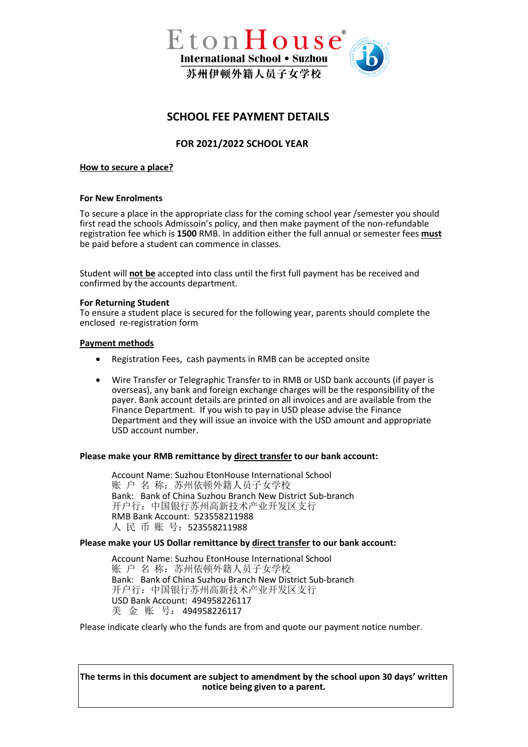EtonHouse®
International School • Suzhou
苏州伊顿外籍人员子女学校

# SCHOOL FEE PAYMENT DETAILS

## FOR 2021/2022 SCHOOL YEAR

**How to secure a place?**

**For New Enrolments**

To secure a place in the appropriate class for the coming school year /semester you should first read the schools Admissoin's policy, and then make payment of the non-refundable registration fee which is **1500** RMB. In addition either the full annual or semester fees **must** be paid before a student can commence in classes.

Student will **not be** accepted into class until the first full payment has be received and confirmed by the accounts department.

**For Returning Student**
To ensure a student place is secured for the following year, parents should complete the enclosed re-registration form

**Payment methods**

- Registration Fees, cash payments in RMB can be accepted onsite
- Wire Transfer or Telegraphic Transfer to in RMB or USD bank accounts (if payer is overseas), any bank and foreign exchange charges will be the responsibility of the payer. Bank account details are printed on all invoices and are available from the Finance Department. If you wish to pay in USD please advise the Finance Department and they will issue an invoice with the USD amount and appropriate USD account number.

**Please make your RMB remittance by direct transfer to our bank account:**

Account Name: Suzhou EtonHouse International School
账 户 名 称：苏州依顿外籍人员子女学校
Bank: Bank of China Suzhou Branch New District Sub-branch
开户行：中国银行苏州高新技术产业开发区支行
RMB Bank Account: 523558211988
人 民 币 账 号：523558211988

**Please make your US Dollar remittance by direct transfer to our bank account:**

Account Name: Suzhou EtonHouse International School
账 户 名 称：苏州依顿外籍人员子女学校
Bank: Bank of China Suzhou Branch New District Sub-branch
开户行：中国银行苏州高新技术产业开发区支行
USD Bank Account: 494958226117
美 金 账 号：494958226117

Please indicate clearly who the funds are from and quote our payment notice number.

**The terms in this document are subject to amendment by the school upon 30 days' written notice being given to a parent.**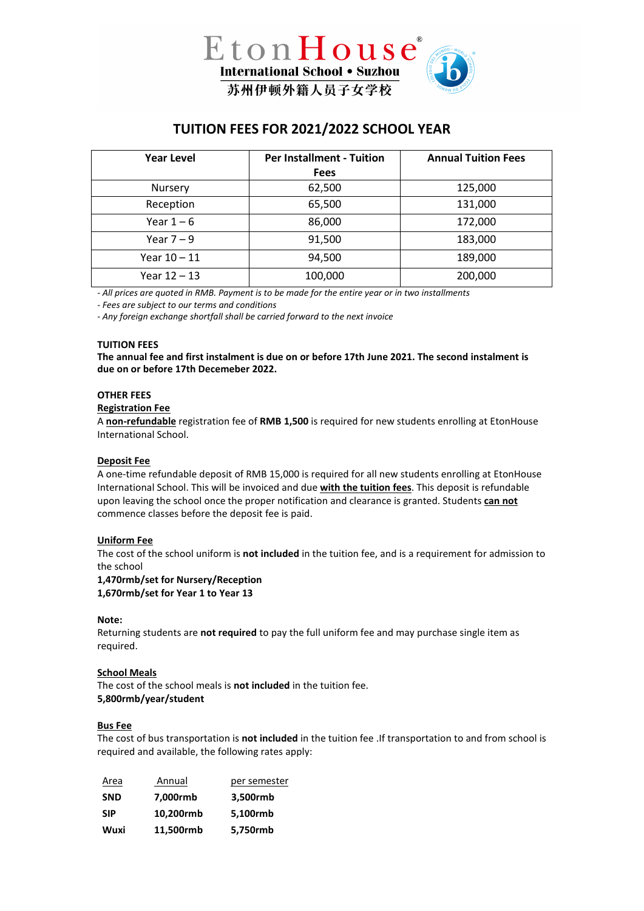EtonHouse®
International School • Suzhou
苏州伊顿外籍人员子女学校

# TUITION FEES FOR 2021/2022 SCHOOL YEAR

| Year Level | Per Installment - Tuition Fees | Annual Tuition Fees |
|---|---|---|
| Nursery | 62,500 | 125,000 |
| Reception | 65,500 | 131,000 |
| Year 1 – 6 | 86,000 | 172,000 |
| Year 7 – 9 | 91,500 | 183,000 |
| Year 10 – 11 | 94,500 | 189,000 |
| Year 12 – 13 | 100,000 | 200,000 |

*- All prices are quoted in RMB. Payment is to be made for the entire year or in two installments*

*- Fees are subject to our terms and conditions*

*- Any foreign exchange shortfall shall be carried forward to the next invoice*

**TUITION FEES**

**The annual fee and first instalment is due on or before 17th June 2021. The second instalment is due on or before 17th Decemeber 2022.**

**OTHER FEES**

**Registration Fee**

A **non-refundable** registration fee of **RMB 1,500** is required for new students enrolling at EtonHouse International School.

**Deposit Fee**

A one-time refundable deposit of RMB 15,000 is required for all new students enrolling at EtonHouse International School. This will be invoiced and due **with the tuition fees**. This deposit is refundable upon leaving the school once the proper notification and clearance is granted. Students **can not** commence classes before the deposit fee is paid.

**Uniform Fee**

The cost of the school uniform is **not included** in the tuition fee, and is a requirement for admission to the school

**1,470rmb/set for Nursery/Reception**
**1,670rmb/set for Year 1 to Year 13**

**Note:**

Returning students are **not required** to pay the full uniform fee and may purchase single item as required.

**School Meals**

The cost of the school meals is **not included** in the tuition fee.
**5,800rmb/year/student**

**Bus Fee**

The cost of bus transportation is **not included** in the tuition fee .If transportation to and from school is required and available, the following rates apply:

| Area | Annual | per semester |
|---|---|---|
| **SND** | **7,000rmb** | **3,500rmb** |
| **SIP** | **10,200rmb** | **5,100rmb** |
| **Wuxi** | **11,500rmb** | **5,750rmb** |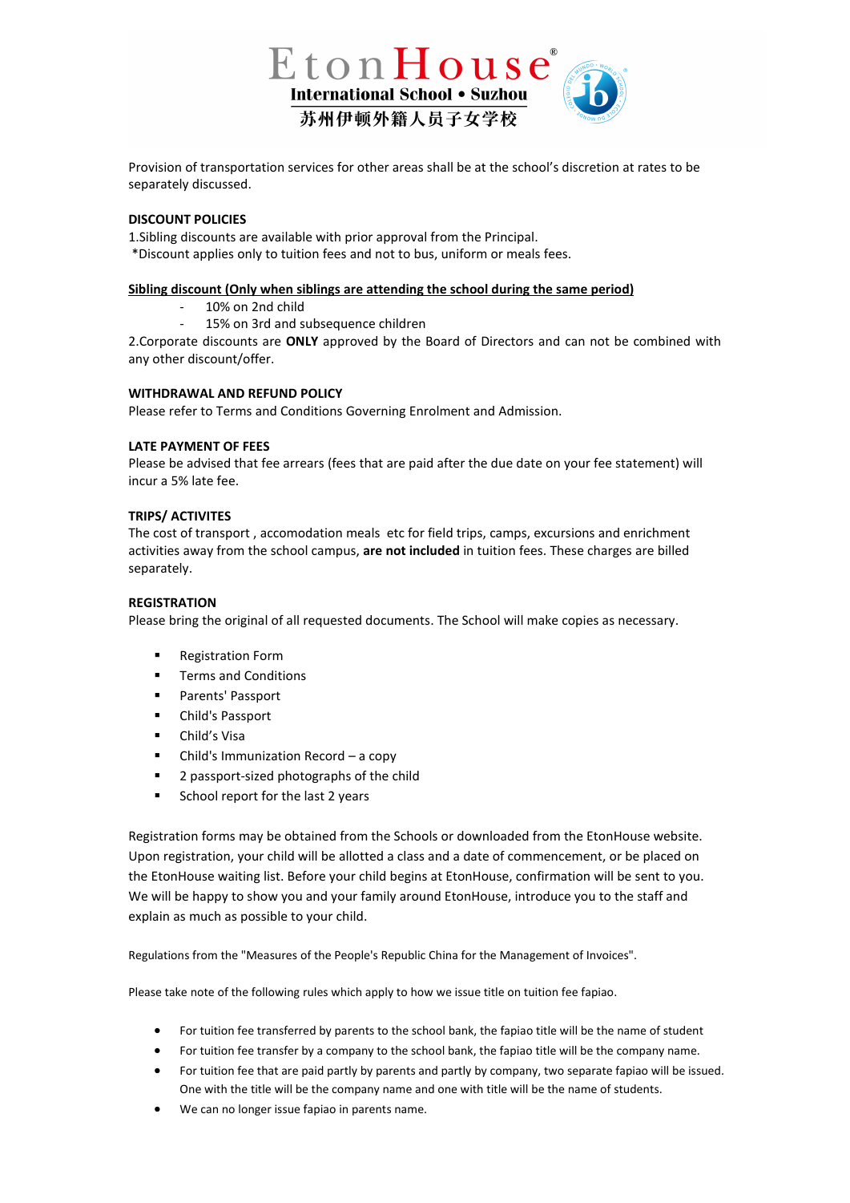Provision of transportation services for other areas shall be at the school's discretion at rates to be separately discussed.

**DISCOUNT POLICIES**

1.Sibling discounts are available with prior approval from the Principal.
*Discount applies only to tuition fees and not to bus, uniform or meals fees.

**Sibling discount (Only when siblings are attending the school during the same period)**

- 10% on 2nd child
- 15% on 3rd and subsequence children

2.Corporate discounts are **ONLY** approved by the Board of Directors and can not be combined with any other discount/offer.

**WITHDRAWAL AND REFUND POLICY**

Please refer to Terms and Conditions Governing Enrolment and Admission.

**LATE PAYMENT OF FEES**

Please be advised that fee arrears (fees that are paid after the due date on your fee statement) will incur a 5% late fee.

**TRIPS/ ACTIVITES**

The cost of transport , accomodation meals etc for field trips, camps, excursions and enrichment activities away from the school campus, **are not included** in tuition fees. These charges are billed separately.

**REGISTRATION**

Please bring the original of all requested documents. The School will make copies as necessary.

- Registration Form
- Terms and Conditions
- Parents' Passport
- Child's Passport
- Child's Visa
- Child's Immunization Record – a copy
- 2 passport-sized photographs of the child
- School report for the last 2 years

Registration forms may be obtained from the Schools or downloaded from the EtonHouse website. Upon registration, your child will be allotted a class and a date of commencement, or be placed on the EtonHouse waiting list. Before your child begins at EtonHouse, confirmation will be sent to you. We will be happy to show you and your family around EtonHouse, introduce you to the staff and explain as much as possible to your child.

Regulations from the "Measures of the People's Republic China for the Management of Invoices".

Please take note of the following rules which apply to how we issue title on tuition fee fapiao.

- For tuition fee transferred by parents to the school bank, the fapiao title will be the name of student
- For tuition fee transfer by a company to the school bank, the fapiao title will be the company name.
- For tuition fee that are paid partly by parents and partly by company, two separate fapiao will be issued. One with the title will be the company name and one with title will be the name of students.
- We can no longer issue fapiao in parents name.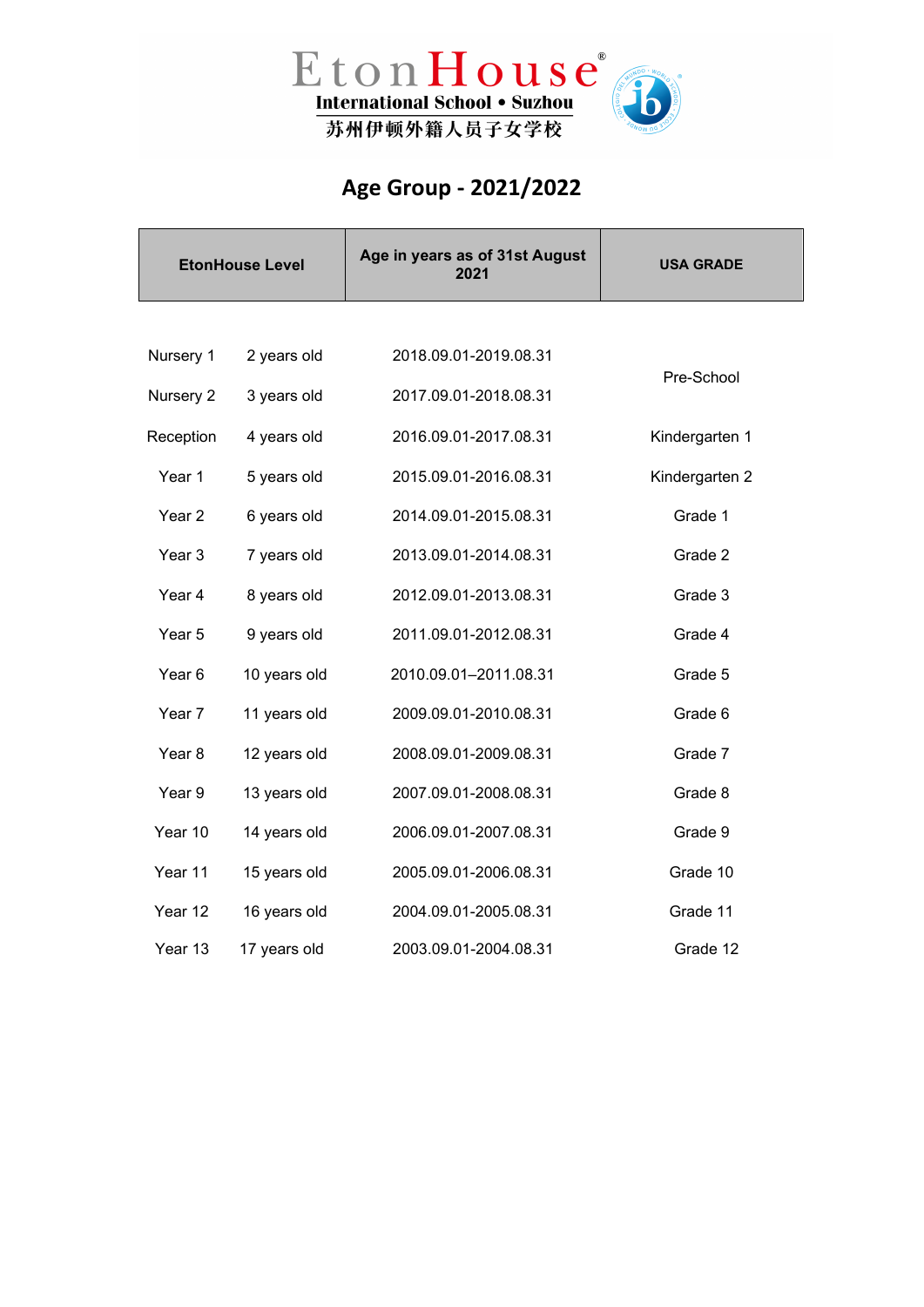EtonHouse®

International School • Suzhou

苏州伊顿外籍人员子女学校

# Age Group - 2021/2022

| EtonHouse Level | | Age in years as of 31st August 2021 | USA GRADE |
|---|---|---|---|
| Nursery 1 | 2 years old | 2018.09.01-2019.08.31 | Pre-School |
| Nursery 2 | 3 years old | 2017.09.01-2018.08.31 | |
| Reception | 4 years old | 2016.09.01-2017.08.31 | Kindergarten 1 |
| Year 1 | 5 years old | 2015.09.01-2016.08.31 | Kindergarten 2 |
| Year 2 | 6 years old | 2014.09.01-2015.08.31 | Grade 1 |
| Year 3 | 7 years old | 2013.09.01-2014.08.31 | Grade 2 |
| Year 4 | 8 years old | 2012.09.01-2013.08.31 | Grade 3 |
| Year 5 | 9 years old | 2011.09.01-2012.08.31 | Grade 4 |
| Year 6 | 10 years old | 2010.09.01–2011.08.31 | Grade 5 |
| Year 7 | 11 years old | 2009.09.01-2010.08.31 | Grade 6 |
| Year 8 | 12 years old | 2008.09.01-2009.08.31 | Grade 7 |
| Year 9 | 13 years old | 2007.09.01-2008.08.31 | Grade 8 |
| Year 10 | 14 years old | 2006.09.01-2007.08.31 | Grade 9 |
| Year 11 | 15 years old | 2005.09.01-2006.08.31 | Grade 10 |
| Year 12 | 16 years old | 2004.09.01-2005.08.31 | Grade 11 |
| Year 13 | 17 years old | 2003.09.01-2004.08.31 | Grade 12 |